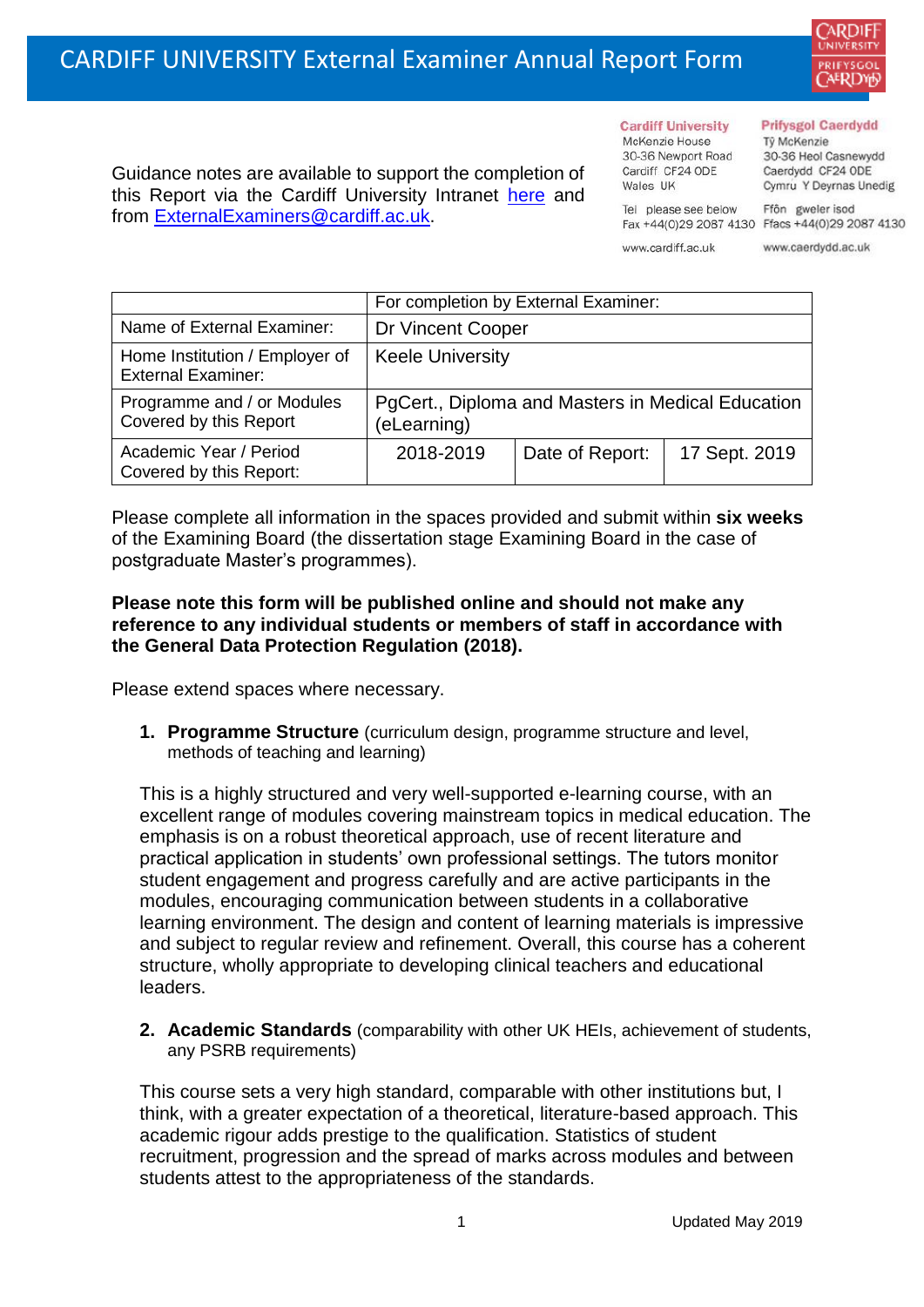# CARDIFF UNIVERSITY External Examiner Annual Report Form

Guidance notes are available to support the completion of this Report via the Cardiff University Intranet [here](#) and from [ExternalExaminers@cardiff.ac.uk](mailto:ExternalExaminers@cardiff.ac.uk).

**Cardiff University**
McKenzie House
30-36 Newport Road
Cardiff CF24 0DE
Wales UK

**Prifysgol Caerdydd**
Tŷ McKenzie
30-36 Heol Casnewydd
Caerdydd CF24 0DE
Cymru Y Deyrnas Unedig

Tel please see below
Fax +44(0)29 2087 4130

Ffôn gweler isod
Ffacs +44(0)29 2087 4130

www.cardiff.ac.uk

www.caerdydd.ac.uk

| | For completion by External Examiner: | | |
|---|---|---|---|
| Name of External Examiner: | Dr Vincent Cooper | | |
| Home Institution / Employer of External Examiner: | Keele University | | |
| Programme and / or Modules Covered by this Report | PgCert., Diploma and Masters in Medical Education (eLearning) | | |
| Academic Year / Period Covered by this Report: | 2018-2019 | Date of Report: | 17 Sept. 2019 |

Please complete all information in the spaces provided and submit within **six weeks** of the Examining Board (the dissertation stage Examining Board in the case of postgraduate Master's programmes).

**Please note this form will be published online and should not make any reference to any individual students or members of staff in accordance with the General Data Protection Regulation (2018).**

Please extend spaces where necessary.

1. **Programme Structure** (curriculum design, programme structure and level, methods of teaching and learning)

This is a highly structured and very well-supported e-learning course, with an excellent range of modules covering mainstream topics in medical education. The emphasis is on a robust theoretical approach, use of recent literature and practical application in students' own professional settings. The tutors monitor student engagement and progress carefully and are active participants in the modules, encouraging communication between students in a collaborative learning environment. The design and content of learning materials is impressive and subject to regular review and refinement. Overall, this course has a coherent structure, wholly appropriate to developing clinical teachers and educational leaders.

2. **Academic Standards** (comparability with other UK HEIs, achievement of students, any PSRB requirements)

This course sets a very high standard, comparable with other institutions but, I think, with a greater expectation of a theoretical, literature-based approach. This academic rigour adds prestige to the qualification. Statistics of student recruitment, progression and the spread of marks across modules and between students attest to the appropriateness of the standards.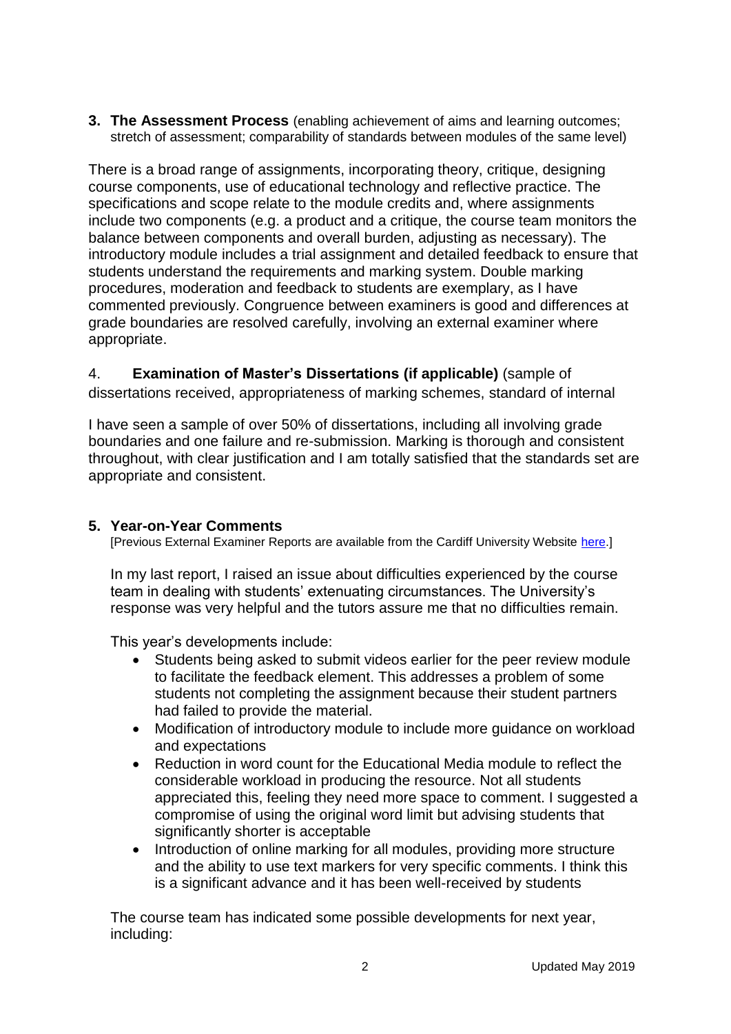**3. The Assessment Process** (enabling achievement of aims and learning outcomes; stretch of assessment; comparability of standards between modules of the same level)

There is a broad range of assignments, incorporating theory, critique, designing course components, use of educational technology and reflective practice. The specifications and scope relate to the module credits and, where assignments include two components (e.g. a product and a critique, the course team monitors the balance between components and overall burden, adjusting as necessary). The introductory module includes a trial assignment and detailed feedback to ensure that students understand the requirements and marking system. Double marking procedures, moderation and feedback to students are exemplary, as I have commented previously. Congruence between examiners is good and differences at grade boundaries are resolved carefully, involving an external examiner where appropriate.

4. **Examination of Master's Dissertations (if applicable)** (sample of dissertations received, appropriateness of marking schemes, standard of internal

I have seen a sample of over 50% of dissertations, including all involving grade boundaries and one failure and re-submission. Marking is thorough and consistent throughout, with clear justification and I am totally satisfied that the standards set are appropriate and consistent.

**5. Year-on-Year Comments**

[Previous External Examiner Reports are available from the Cardiff University Website here.]

In my last report, I raised an issue about difficulties experienced by the course team in dealing with students' extenuating circumstances. The University's response was very helpful and the tutors assure me that no difficulties remain.

This year's developments include:

- Students being asked to submit videos earlier for the peer review module to facilitate the feedback element. This addresses a problem of some students not completing the assignment because their student partners had failed to provide the material.
- Modification of introductory module to include more guidance on workload and expectations
- Reduction in word count for the Educational Media module to reflect the considerable workload in producing the resource. Not all students appreciated this, feeling they need more space to comment. I suggested a compromise of using the original word limit but advising students that significantly shorter is acceptable
- Introduction of online marking for all modules, providing more structure and the ability to use text markers for very specific comments. I think this is a significant advance and it has been well-received by students

The course team has indicated some possible developments for next year, including: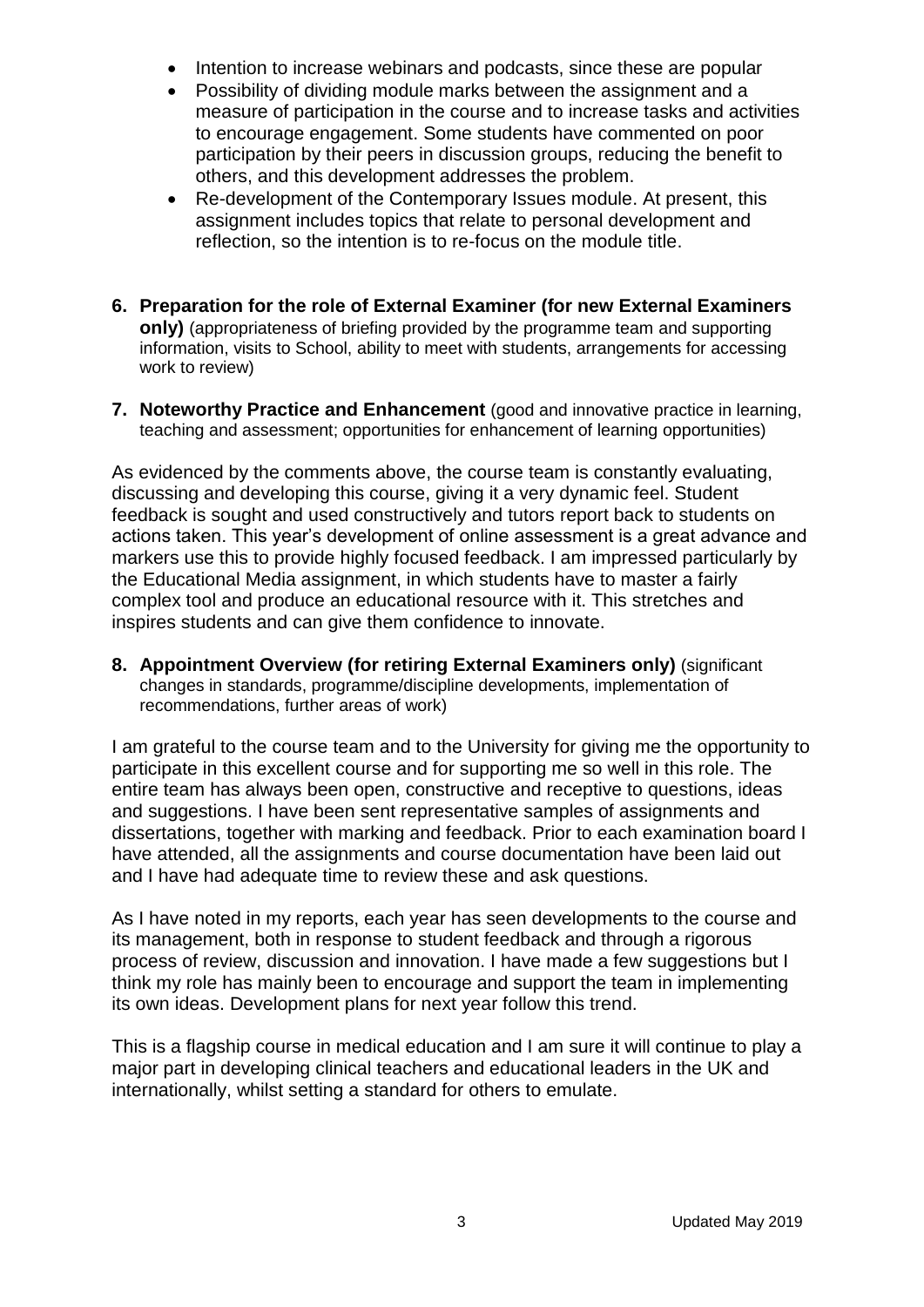- Intention to increase webinars and podcasts, since these are popular
- Possibility of dividing module marks between the assignment and a measure of participation in the course and to increase tasks and activities to encourage engagement. Some students have commented on poor participation by their peers in discussion groups, reducing the benefit to others, and this development addresses the problem.
- Re-development of the Contemporary Issues module. At present, this assignment includes topics that relate to personal development and reflection, so the intention is to re-focus on the module title.

**6. Preparation for the role of External Examiner (for new External Examiners only)** (appropriateness of briefing provided by the programme team and supporting information, visits to School, ability to meet with students, arrangements for accessing work to review)

**7. Noteworthy Practice and Enhancement** (good and innovative practice in learning, teaching and assessment; opportunities for enhancement of learning opportunities)

As evidenced by the comments above, the course team is constantly evaluating, discussing and developing this course, giving it a very dynamic feel. Student feedback is sought and used constructively and tutors report back to students on actions taken. This year's development of online assessment is a great advance and markers use this to provide highly focused feedback. I am impressed particularly by the Educational Media assignment, in which students have to master a fairly complex tool and produce an educational resource with it. This stretches and inspires students and can give them confidence to innovate.

**8. Appointment Overview (for retiring External Examiners only)** (significant changes in standards, programme/discipline developments, implementation of recommendations, further areas of work)

I am grateful to the course team and to the University for giving me the opportunity to participate in this excellent course and for supporting me so well in this role. The entire team has always been open, constructive and receptive to questions, ideas and suggestions. I have been sent representative samples of assignments and dissertations, together with marking and feedback. Prior to each examination board I have attended, all the assignments and course documentation have been laid out and I have had adequate time to review these and ask questions.

As I have noted in my reports, each year has seen developments to the course and its management, both in response to student feedback and through a rigorous process of review, discussion and innovation. I have made a few suggestions but I think my role has mainly been to encourage and support the team in implementing its own ideas. Development plans for next year follow this trend.

This is a flagship course in medical education and I am sure it will continue to play a major part in developing clinical teachers and educational leaders in the UK and internationally, whilst setting a standard for others to emulate.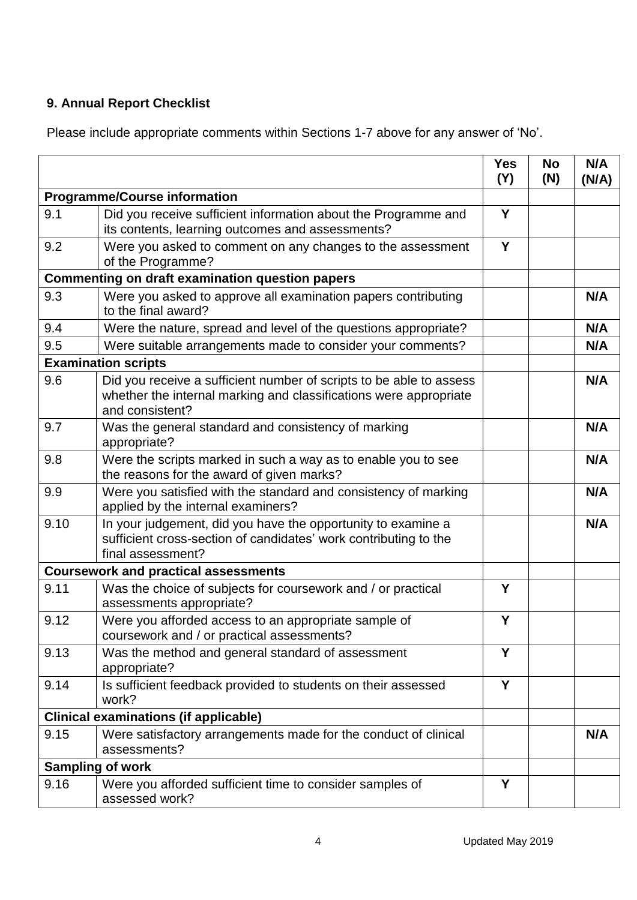## 9. Annual Report Checklist

Please include appropriate comments within Sections 1-7 above for any answer of 'No'.

| | | Yes (Y) | No (N) | N/A (N/A) |
|---|---|---|---|---|
| **Programme/Course information** | | | | |
| 9.1 | Did you receive sufficient information about the Programme and its contents, learning outcomes and assessments? | **Y** | | |
| 9.2 | Were you asked to comment on any changes to the assessment of the Programme? | **Y** | | |
| **Commenting on draft examination question papers** | | | | |
| 9.3 | Were you asked to approve all examination papers contributing to the final award? | | | **N/A** |
| 9.4 | Were the nature, spread and level of the questions appropriate? | | | **N/A** |
| 9.5 | Were suitable arrangements made to consider your comments? | | | **N/A** |
| **Examination scripts** | | | | |
| 9.6 | Did you receive a sufficient number of scripts to be able to assess whether the internal marking and classifications were appropriate and consistent? | | | **N/A** |
| 9.7 | Was the general standard and consistency of marking appropriate? | | | **N/A** |
| 9.8 | Were the scripts marked in such a way as to enable you to see the reasons for the award of given marks? | | | **N/A** |
| 9.9 | Were you satisfied with the standard and consistency of marking applied by the internal examiners? | | | **N/A** |
| 9.10 | In your judgement, did you have the opportunity to examine a sufficient cross-section of candidates' work contributing to the final assessment? | | | **N/A** |
| **Coursework and practical assessments** | | | | |
| 9.11 | Was the choice of subjects for coursework and / or practical assessments appropriate? | **Y** | | |
| 9.12 | Were you afforded access to an appropriate sample of coursework and / or practical assessments? | **Y** | | |
| 9.13 | Was the method and general standard of assessment appropriate? | **Y** | | |
| 9.14 | Is sufficient feedback provided to students on their assessed work? | **Y** | | |
| **Clinical examinations (if applicable)** | | | | |
| 9.15 | Were satisfactory arrangements made for the conduct of clinical assessments? | | | **N/A** |
| **Sampling of work** | | | | |
| 9.16 | Were you afforded sufficient time to consider samples of assessed work? | **Y** | | |

Updated May 2019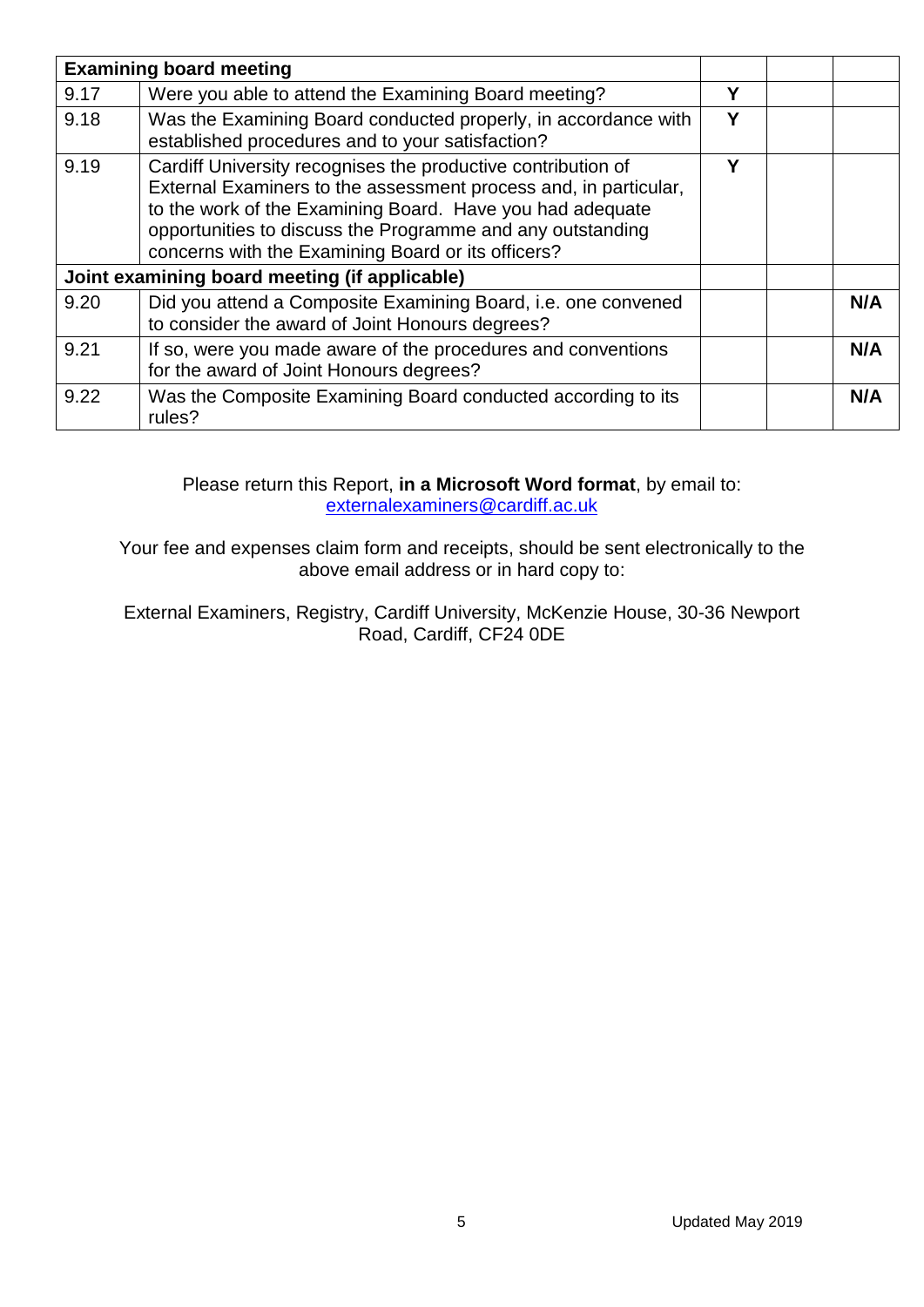| | | | | |
|---|---|---|---|---|
| **Examining board meeting** | | | | |
| 9.17 | Were you able to attend the Examining Board meeting? | Y | | |
| 9.18 | Was the Examining Board conducted properly, in accordance with established procedures and to your satisfaction? | Y | | |
| 9.19 | Cardiff University recognises the productive contribution of External Examiners to the assessment process and, in particular, to the work of the Examining Board. Have you had adequate opportunities to discuss the Programme and any outstanding concerns with the Examining Board or its officers? | Y | | |
| **Joint examining board meeting (if applicable)** | | | | |
| 9.20 | Did you attend a Composite Examining Board, i.e. one convened to consider the award of Joint Honours degrees? | | | **N/A** |
| 9.21 | If so, were you made aware of the procedures and conventions for the award of Joint Honours degrees? | | | **N/A** |
| 9.22 | Was the Composite Examining Board conducted according to its rules? | | | **N/A** |

Please return this Report, **in a Microsoft Word format**, by email to:
[externalexaminers@cardiff.ac.uk](mailto:externalexaminers@cardiff.ac.uk)

Your fee and expenses claim form and receipts, should be sent electronically to the above email address or in hard copy to:

External Examiners, Registry, Cardiff University, McKenzie House, 30-36 Newport Road, Cardiff, CF24 0DE

Updated May 2019